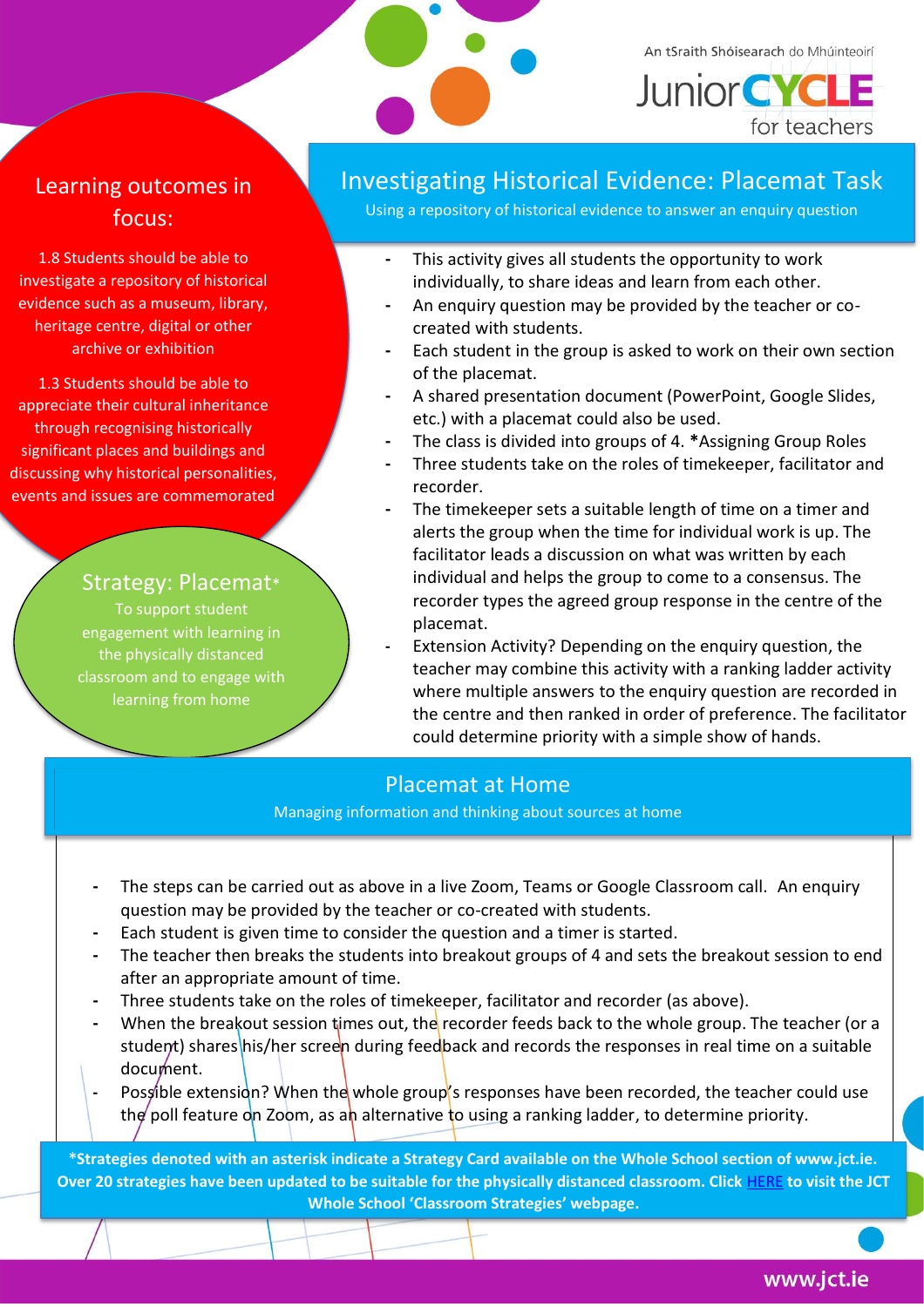An tSraith Shóisearach do Mhúinteoirí

Junior CYCLE for teachers

## Learning outcomes in focus:

1.8 Students should be able to investigate a repository of historical evidence such as a museum, library, heritage centre, digital or other archive or exhibition

1.3 Students should be able to appreciate their cultural inheritance through recognising historically significant places and buildings and discussing why historical personalities, events and issues are commemorated

## Strategy: Placemat*

To support student engagement with learning in the physically distanced classroom and to engage with learning from home

# Investigating Historical Evidence: Placemat Task

Using a repository of historical evidence to answer an enquiry question

- This activity gives all students the opportunity to work individually, to share ideas and learn from each other.
- An enquiry question may be provided by the teacher or co-created with students.
- Each student in the group is asked to work on their own section of the placemat.
- A shared presentation document (PowerPoint, Google Slides, etc.) with a placemat could also be used.
- The class is divided into groups of 4. ***Assigning Group Roles**
- Three students take on the roles of timekeeper, facilitator and recorder.
- The timekeeper sets a suitable length of time on a timer and alerts the group when the time for individual work is up. The facilitator leads a discussion on what was written by each individual and helps the group to come to a consensus. The recorder types the agreed group response in the centre of the placemat.
- Extension Activity? Depending on the enquiry question, the teacher may combine this activity with a ranking ladder activity where multiple answers to the enquiry question are recorded in the centre and then ranked in order of preference. The facilitator could determine priority with a simple show of hands.

## Placemat at Home

Managing information and thinking about sources at home

- The steps can be carried out as above in a live Zoom, Teams or Google Classroom call. An enquiry question may be provided by the teacher or co-created with students.
- Each student is given time to consider the question and a timer is started.
- The teacher then breaks the students into breakout groups of 4 and sets the breakout session to end after an appropriate amount of time.
- Three students take on the roles of timekeeper, facilitator and recorder (as above).
- When the breakout session times out, the recorder feeds back to the whole group. The teacher (or a student) shares his/her screen during feedback and records the responses in real time on a suitable document.
- Possible extension? When the whole group's responses have been recorded, the teacher could use the poll feature on Zoom, as an alternative to using a ranking ladder, to determine priority.

**\*Strategies denoted with an asterisk indicate a Strategy Card available on the Whole School section of www.jct.ie. Over 20 strategies have been updated to be suitable for the physically distanced classroom. Click [HERE] to visit the JCT Whole School 'Classroom Strategies' webpage.**

www.jct.ie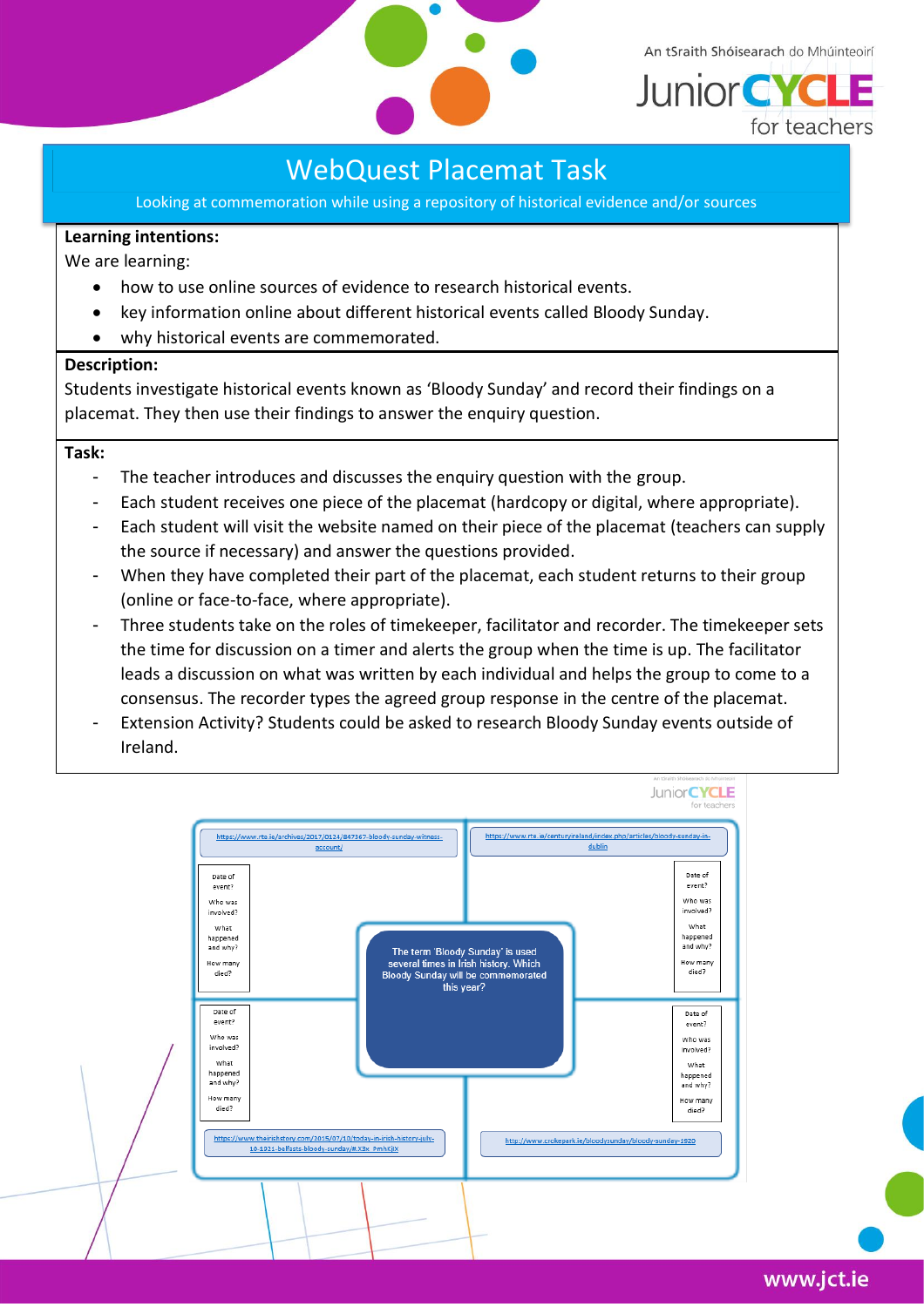# WebQuest Placemat Task

Looking at commemoration while using a repository of historical evidence and/or sources

**Learning intentions:**

We are learning:

- how to use online sources of evidence to research historical events.
- key information online about different historical events called Bloody Sunday.
- why historical events are commemorated.

**Description:**

Students investigate historical events known as 'Bloody Sunday' and record their findings on a placemat. They then use their findings to answer the enquiry question.

**Task:**

- The teacher introduces and discusses the enquiry question with the group.
- Each student receives one piece of the placemat (hardcopy or digital, where appropriate).
- Each student will visit the website named on their piece of the placemat (teachers can supply the source if necessary) and answer the questions provided.
- When they have completed their part of the placemat, each student returns to their group (online or face-to-face, where appropriate).
- Three students take on the roles of timekeeper, facilitator and recorder. The timekeeper sets the time for discussion on a timer and alerts the group when the time is up. The facilitator leads a discussion on what was written by each individual and helps the group to come to a consensus. The recorder types the agreed group response in the centre of the placemat.
- Extension Activity? Students could be asked to research Bloody Sunday events outside of Ireland.

https://www.rte.ie/archives/2017/0124/847367-bloody-sunday-witness-account/

Date of event?
Who was involved?
What happened and why?
How many died?

https://www.rte.ie/centuryireland/index.php/articles/bloody-sunday-in-dublin

Date of event?
Who was involved?
What happened and why?
How many died?

The term 'Bloody Sunday' is used several times in Irish history. Which Bloody Sunday will be commemorated this year?

Date of event?
Who was involved?
What happened and why?
How many died?

https://www.theirishstory.com/2015/07/10/today-in-irish-history-july-10-1921-belfasts-bloody-sunday/#.X3x_PmhKjIX

Date of event?
Who was involved?
What happened and why?
How many died?

http://www.crokepark.ie/bloodysunday/bloody-sunday-1920